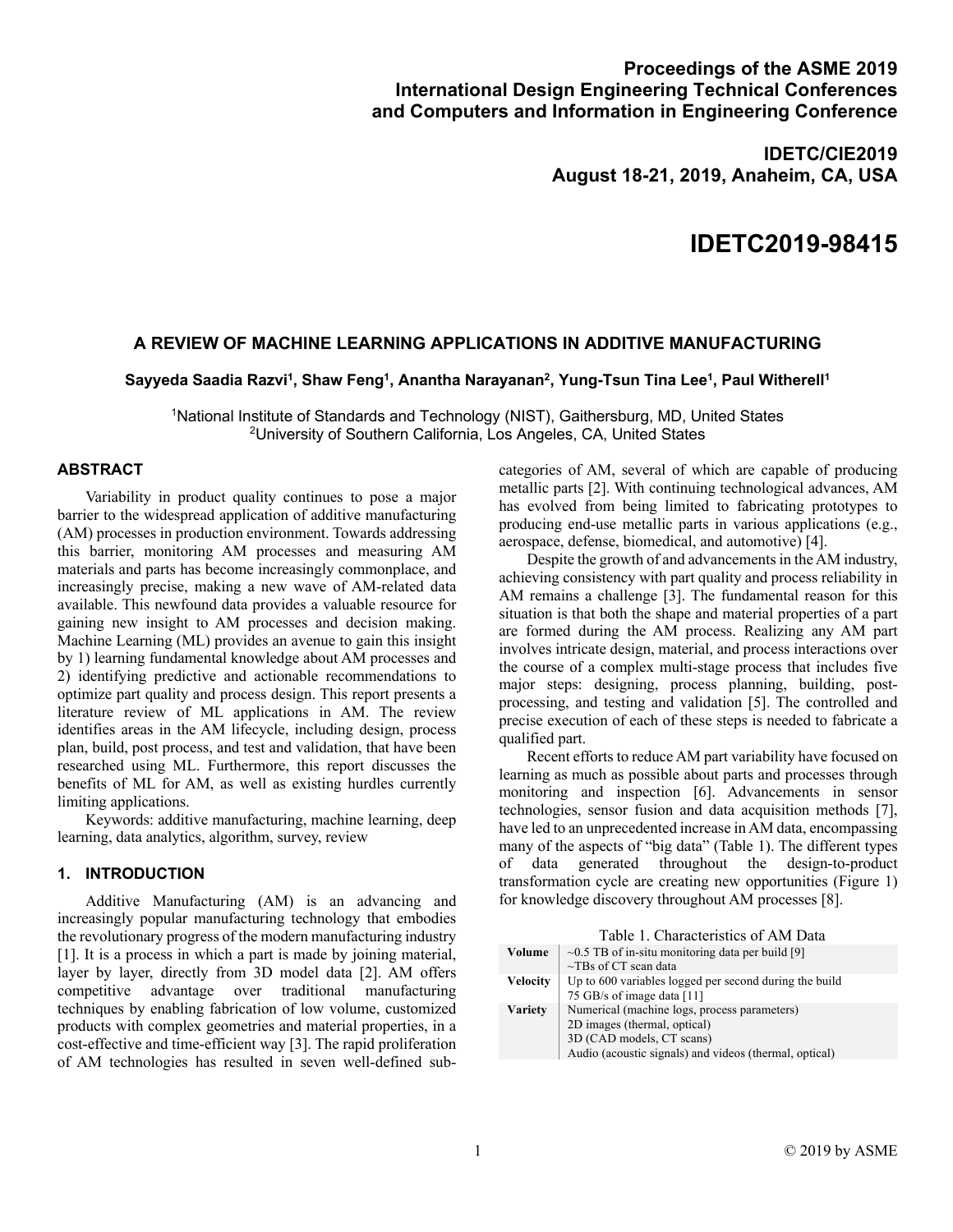**Proceedings of the ASME 2019 International Design Engineering Technical Conferences and Computers and Information in Engineering Conference**

**IDETC/CIE2019**
**August 18-21, 2019, Anaheim, CA, USA**

# IDETC2019-98415

## A REVIEW OF MACHINE LEARNING APPLICATIONS IN ADDITIVE MANUFACTURING

**Sayyeda Saadia Razvi[1], Shaw Feng[1], Anantha Narayanan[2], Yung-Tsun Tina Lee[1], Paul Witherell[1]**

[1]National Institute of Standards and Technology (NIST), Gaithersburg, MD, United States
[2]University of Southern California, Los Angeles, CA, United States

### ABSTRACT

Variability in product quality continues to pose a major barrier to the widespread application of additive manufacturing (AM) processes in production environment. Towards addressing this barrier, monitoring AM processes and measuring AM materials and parts has become increasingly commonplace, and increasingly precise, making a new wave of AM-related data available. This newfound data provides a valuable resource for gaining new insight to AM processes and decision making. Machine Learning (ML) provides an avenue to gain this insight by 1) learning fundamental knowledge about AM processes and 2) identifying predictive and actionable recommendations to optimize part quality and process design. This report presents a literature review of ML applications in AM. The review identifies areas in the AM lifecycle, including design, process plan, build, post process, and test and validation, that have been researched using ML. Furthermore, this report discusses the benefits of ML for AM, as well as existing hurdles currently limiting applications.

Keywords: additive manufacturing, machine learning, deep learning, data analytics, algorithm, survey, review

### 1. INTRODUCTION

Additive Manufacturing (AM) is an advancing and increasingly popular manufacturing technology that embodies the revolutionary progress of the modern manufacturing industry [1]. It is a process in which a part is made by joining material, layer by layer, directly from 3D model data [2]. AM offers competitive advantage over traditional manufacturing techniques by enabling fabrication of low volume, customized products with complex geometries and material properties, in a cost-effective and time-efficient way [3]. The rapid proliferation of AM technologies has resulted in seven well-defined sub-categories of AM, several of which are capable of producing metallic parts [2]. With continuing technological advances, AM has evolved from being limited to fabricating prototypes to producing end-use metallic parts in various applications (e.g., aerospace, defense, biomedical, and automotive) [4].

Despite the growth of and advancements in the AM industry, achieving consistency with part quality and process reliability in AM remains a challenge [3]. The fundamental reason for this situation is that both the shape and material properties of a part are formed during the AM process. Realizing any AM part involves intricate design, material, and process interactions over the course of a complex multi-stage process that includes five major steps: designing, process planning, building, post-processing, and testing and validation [5]. The controlled and precise execution of each of these steps is needed to fabricate a qualified part.

Recent efforts to reduce AM part variability have focused on learning as much as possible about parts and processes through monitoring and inspection [6]. Advancements in sensor technologies, sensor fusion and data acquisition methods [7], have led to an unprecedented increase in AM data, encompassing many of the aspects of "big data" (Table 1). The different types of data generated throughout the design-to-product transformation cycle are creating new opportunities (Figure 1) for knowledge discovery throughout AM processes [8].

Table 1. Characteristics of AM Data

| | |
|---|---|
| **Volume** | ~0.5 TB of in-situ monitoring data per build [9]<br>~TBs of CT scan data |
| **Velocity** | Up to 600 variables logged per second during the build<br>75 GB/s of image data [11] |
| **Variety** | Numerical (machine logs, process parameters)<br>2D images (thermal, optical)<br>3D (CAD models, CT scans)<br>Audio (acoustic signals) and videos (thermal, optical) |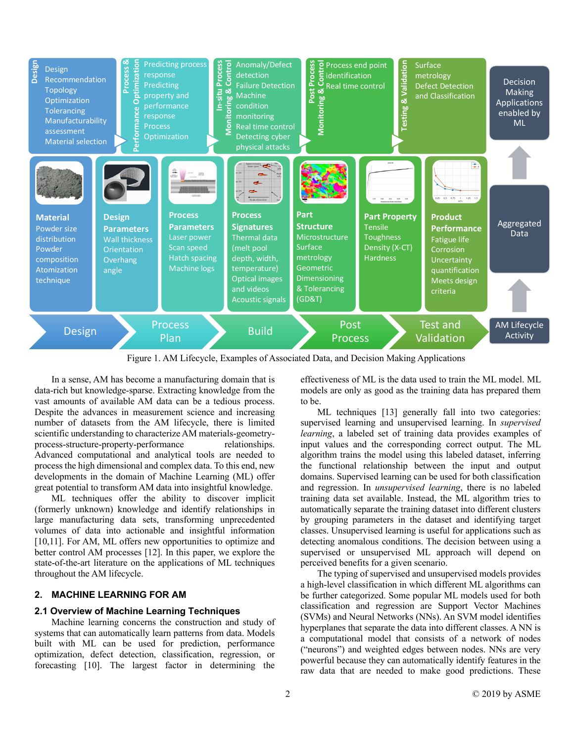Figure 1. AM Lifecycle, Examples of Associated Data, and Decision Making Applications

In a sense, AM has become a manufacturing domain that is data-rich but knowledge-sparse. Extracting knowledge from the vast amounts of available AM data can be a tedious process. Despite the advances in measurement science and increasing number of datasets from the AM lifecycle, there is limited scientific understanding to characterize AM materials-geometry-process-structure-property-performance relationships. Advanced computational and analytical tools are needed to process the high dimensional and complex data. To this end, new developments in the domain of Machine Learning (ML) offer great potential to transform AM data into insightful knowledge.

ML techniques offer the ability to discover implicit (formerly unknown) knowledge and identify relationships in large manufacturing data sets, transforming unprecedented volumes of data into actionable and insightful information [10,11]. For AM, ML offers new opportunities to optimize and better control AM processes [12]. In this paper, we explore the state-of-the-art literature on the applications of ML techniques throughout the AM lifecycle.

## 2. MACHINE LEARNING FOR AM

### 2.1 Overview of Machine Learning Techniques

Machine learning concerns the construction and study of systems that can automatically learn patterns from data. Models built with ML can be used for prediction, performance optimization, defect detection, classification, regression, or forecasting [10]. The largest factor in determining the effectiveness of ML is the data used to train the ML model. ML models are only as good as the training data has prepared them to be.

ML techniques [13] generally fall into two categories: supervised learning and unsupervised learning. In *supervised learning*, a labeled set of training data provides examples of input values and the corresponding correct output. The ML algorithm trains the model using this labeled dataset, inferring the functional relationship between the input and output domains. Supervised learning can be used for both classification and regression. In *unsupervised learning*, there is no labeled training data set available. Instead, the ML algorithm tries to automatically separate the training dataset into different clusters by grouping parameters in the dataset and identifying target classes. Unsupervised learning is useful for applications such as detecting anomalous conditions. The decision between using a supervised or unsupervised ML approach will depend on perceived benefits for a given scenario.

The typing of supervised and unsupervised models provides a high-level classification in which different ML algorithms can be further categorized. Some popular ML models used for both classification and regression are Support Vector Machines (SVMs) and Neural Networks (NNs). An SVM model identifies hyperplanes that separate the data into different classes. A NN is a computational model that consists of a network of nodes ("neurons") and weighted edges between nodes. NNs are very powerful because they can automatically identify features in the raw data that are needed to make good predictions. These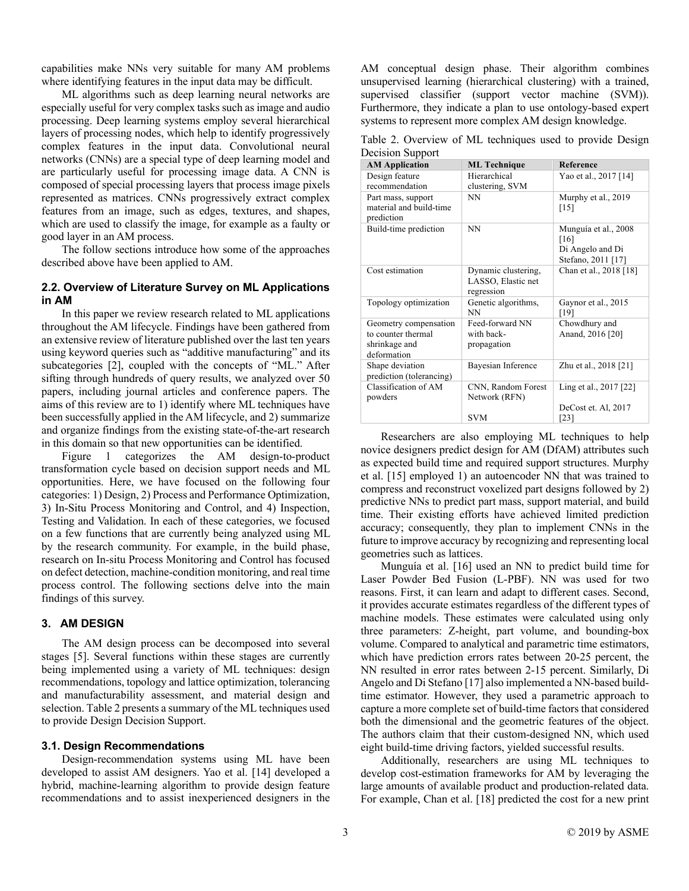capabilities make NNs very suitable for many AM problems where identifying features in the input data may be difficult.

ML algorithms such as deep learning neural networks are especially useful for very complex tasks such as image and audio processing. Deep learning systems employ several hierarchical layers of processing nodes, which help to identify progressively complex features in the input data. Convolutional neural networks (CNNs) are a special type of deep learning model and are particularly useful for processing image data. A CNN is composed of special processing layers that process image pixels represented as matrices. CNNs progressively extract complex features from an image, such as edges, textures, and shapes, which are used to classify the image, for example as a faulty or good layer in an AM process.

The follow sections introduce how some of the approaches described above have been applied to AM.

### 2.2. Overview of Literature Survey on ML Applications in AM

In this paper we review research related to ML applications throughout the AM lifecycle. Findings have been gathered from an extensive review of literature published over the last ten years using keyword queries such as "additive manufacturing" and its subcategories [2], coupled with the concepts of "ML." After sifting through hundreds of query results, we analyzed over 50 papers, including journal articles and conference papers. The aims of this review are to 1) identify where ML techniques have been successfully applied in the AM lifecycle, and 2) summarize and organize findings from the existing state-of-the-art research in this domain so that new opportunities can be identified.

Figure 1 categorizes the AM design-to-product transformation cycle based on decision support needs and ML opportunities. Here, we have focused on the following four categories: 1) Design, 2) Process and Performance Optimization, 3) In-Situ Process Monitoring and Control, and 4) Inspection, Testing and Validation. In each of these categories, we focused on a few functions that are currently being analyzed using ML by the research community. For example, in the build phase, research on In-situ Process Monitoring and Control has focused on defect detection, machine-condition monitoring, and real time process control. The following sections delve into the main findings of this survey.

## 3. AM DESIGN

The AM design process can be decomposed into several stages [5]. Several functions within these stages are currently being implemented using a variety of ML techniques: design recommendations, topology and lattice optimization, tolerancing and manufacturability assessment, and material design and selection. Table 2 presents a summary of the ML techniques used to provide Design Decision Support.

### 3.1. Design Recommendations

Design-recommendation systems using ML have been developed to assist AM designers. Yao et al. [14] developed a hybrid, machine-learning algorithm to provide design feature recommendations and to assist inexperienced designers in the AM conceptual design phase. Their algorithm combines unsupervised learning (hierarchical clustering) with a trained, supervised classifier (support vector machine (SVM)). Furthermore, they indicate a plan to use ontology-based expert systems to represent more complex AM design knowledge.

Table 2. Overview of ML techniques used to provide Design Decision Support

| AM Application | ML Technique | Reference |
|---|---|---|
| Design feature recommendation | Hierarchical clustering, SVM | Yao et al., 2017 [14] |
| Part mass, support material and build-time prediction | NN | Murphy et al., 2019 [15] |
| Build-time prediction | NN | Munguía et al., 2008 [16]<br>Di Angelo and Di Stefano, 2011 [17] |
| Cost estimation | Dynamic clustering, LASSO, Elastic net regression | Chan et al., 2018 [18] |
| Topology optimization | Genetic algorithms, NN | Gaynor et al., 2015 [19] |
| Geometry compensation to counter thermal shrinkage and deformation | Feed-forward NN with back-propagation | Chowdhury and Anand, 2016 [20] |
| Shape deviation prediction (tolerancing) | Bayesian Inference | Zhu et al., 2018 [21] |
| Classification of AM powders | CNN, Random Forest Network (RFN)<br>SVM | Ling et al., 2017 [22]<br>DeCost et. Al, 2017 [23] |

Researchers are also employing ML techniques to help novice designers predict design for AM (DfAM) attributes such as expected build time and required support structures. Murphy et al. [15] employed 1) an autoencoder NN that was trained to compress and reconstruct voxelized part designs followed by 2) predictive NNs to predict part mass, support material, and build time. Their existing efforts have achieved limited prediction accuracy; consequently, they plan to implement CNNs in the future to improve accuracy by recognizing and representing local geometries such as lattices.

Munguía et al. [16] used an NN to predict build time for Laser Powder Bed Fusion (L-PBF). NN was used for two reasons. First, it can learn and adapt to different cases. Second, it provides accurate estimates regardless of the different types of machine models. These estimates were calculated using only three parameters: Z-height, part volume, and bounding-box volume. Compared to analytical and parametric time estimators, which have prediction errors rates between 20-25 percent, the NN resulted in error rates between 2-15 percent. Similarly, Di Angelo and Di Stefano [17] also implemented a NN-based build-time estimator. However, they used a parametric approach to capture a more complete set of build-time factors that considered both the dimensional and the geometric features of the object. The authors claim that their custom-designed NN, which used eight build-time driving factors, yielded successful results.

Additionally, researchers are using ML techniques to develop cost-estimation frameworks for AM by leveraging the large amounts of available product and production-related data. For example, Chan et al. [18] predicted the cost for a new print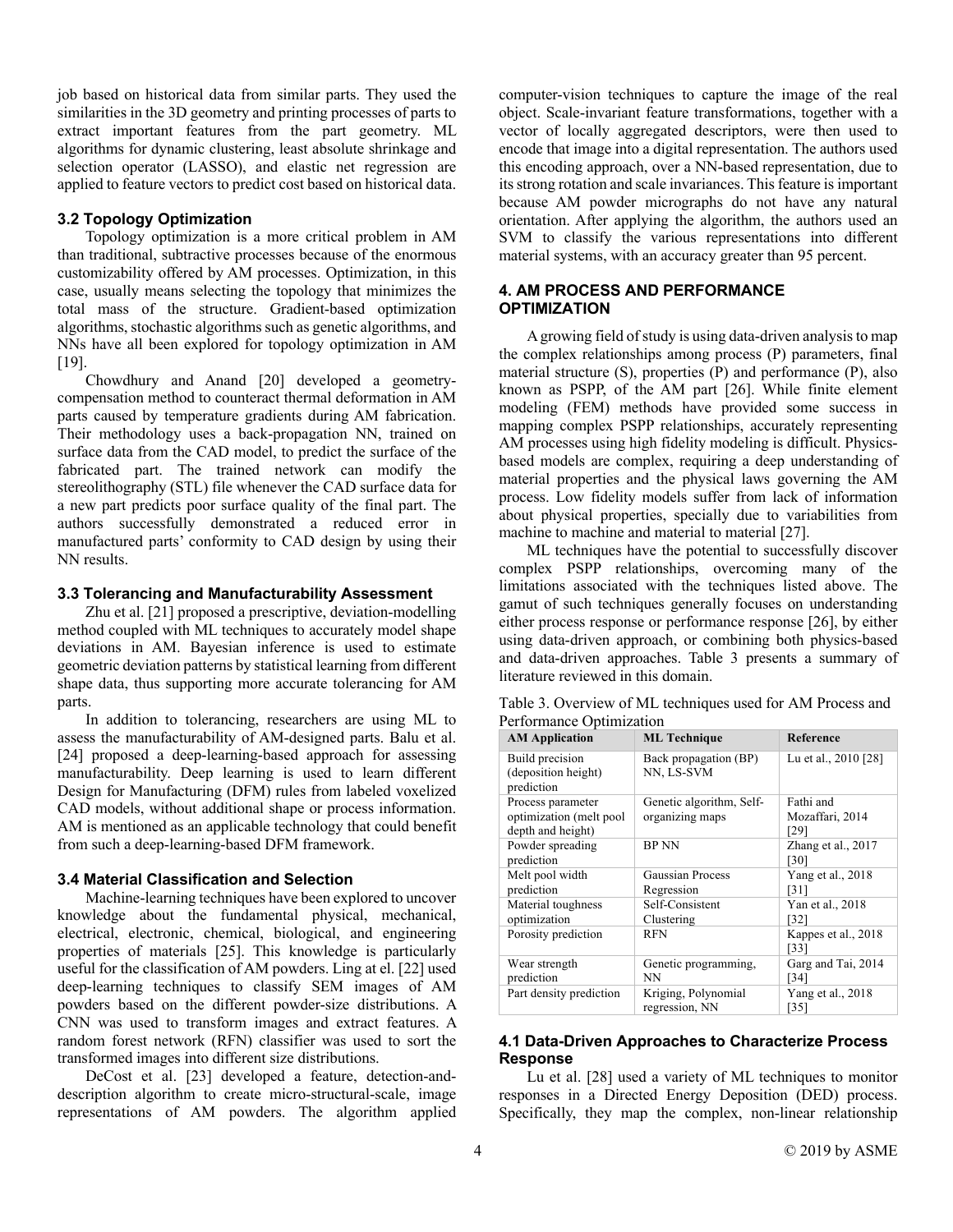job based on historical data from similar parts. They used the similarities in the 3D geometry and printing processes of parts to extract important features from the part geometry. ML algorithms for dynamic clustering, least absolute shrinkage and selection operator (LASSO), and elastic net regression are applied to feature vectors to predict cost based on historical data.

### 3.2 Topology Optimization

Topology optimization is a more critical problem in AM than traditional, subtractive processes because of the enormous customizability offered by AM processes. Optimization, in this case, usually means selecting the topology that minimizes the total mass of the structure. Gradient-based optimization algorithms, stochastic algorithms such as genetic algorithms, and NNs have all been explored for topology optimization in AM [19].

Chowdhury and Anand [20] developed a geometry-compensation method to counteract thermal deformation in AM parts caused by temperature gradients during AM fabrication. Their methodology uses a back-propagation NN, trained on surface data from the CAD model, to predict the surface of the fabricated part. The trained network can modify the stereolithography (STL) file whenever the CAD surface data for a new part predicts poor surface quality of the final part. The authors successfully demonstrated a reduced error in manufactured parts' conformity to CAD design by using their NN results.

### 3.3 Tolerancing and Manufacturability Assessment

Zhu et al. [21] proposed a prescriptive, deviation-modelling method coupled with ML techniques to accurately model shape deviations in AM. Bayesian inference is used to estimate geometric deviation patterns by statistical learning from different shape data, thus supporting more accurate tolerancing for AM parts.

In addition to tolerancing, researchers are using ML to assess the manufacturability of AM-designed parts. Balu et al. [24] proposed a deep-learning-based approach for assessing manufacturability. Deep learning is used to learn different Design for Manufacturing (DFM) rules from labeled voxelized CAD models, without additional shape or process information. AM is mentioned as an applicable technology that could benefit from such a deep-learning-based DFM framework.

### 3.4 Material Classification and Selection

Machine-learning techniques have been explored to uncover knowledge about the fundamental physical, mechanical, electrical, electronic, chemical, biological, and engineering properties of materials [25]. This knowledge is particularly useful for the classification of AM powders. Ling at el. [22] used deep-learning techniques to classify SEM images of AM powders based on the different powder-size distributions. A CNN was used to transform images and extract features. A random forest network (RFN) classifier was used to sort the transformed images into different size distributions.

DeCost et al. [23] developed a feature, detection-and-description algorithm to create micro-structural-scale, image representations of AM powders. The algorithm applied computer-vision techniques to capture the image of the real object. Scale-invariant feature transformations, together with a vector of locally aggregated descriptors, were then used to encode that image into a digital representation. The authors used this encoding approach, over a NN-based representation, due to its strong rotation and scale invariances. This feature is important because AM powder micrographs do not have any natural orientation. After applying the algorithm, the authors used an SVM to classify the various representations into different material systems, with an accuracy greater than 95 percent.

## 4. AM PROCESS AND PERFORMANCE OPTIMIZATION

A growing field of study is using data-driven analysis to map the complex relationships among process (P) parameters, final material structure (S), properties (P) and performance (P), also known as PSPP, of the AM part [26]. While finite element modeling (FEM) methods have provided some success in mapping complex PSPP relationships, accurately representing AM processes using high fidelity modeling is difficult. Physics-based models are complex, requiring a deep understanding of material properties and the physical laws governing the AM process. Low fidelity models suffer from lack of information about physical properties, specially due to variabilities from machine to machine and material to material [27].

ML techniques have the potential to successfully discover complex PSPP relationships, overcoming many of the limitations associated with the techniques listed above. The gamut of such techniques generally focuses on understanding either process response or performance response [26], by either using data-driven approach, or combining both physics-based and data-driven approaches. Table 3 presents a summary of literature reviewed in this domain.

Table 3. Overview of ML techniques used for AM Process and Performance Optimization

| AM Application | ML Technique | Reference |
|---|---|---|
| Build precision (deposition height) prediction | Back propagation (BP) NN, LS-SVM | Lu et al., 2010 [28] |
| Process parameter optimization (melt pool depth and height) | Genetic algorithm, Self-organizing maps | Fathi and Mozaffari, 2014 [29] |
| Powder spreading prediction | BP NN | Zhang et al., 2017 [30] |
| Melt pool width prediction | Gaussian Process Regression | Yang et al., 2018 [31] |
| Material toughness optimization | Self-Consistent Clustering | Yan et al., 2018 [32] |
| Porosity prediction | RFN | Kappes et al., 2018 [33] |
| Wear strength prediction | Genetic programming, NN | Garg and Tai, 2014 [34] |
| Part density prediction | Kriging, Polynomial regression, NN | Yang et al., 2018 [35] |

### 4.1 Data-Driven Approaches to Characterize Process Response

Lu et al. [28] used a variety of ML techniques to monitor responses in a Directed Energy Deposition (DED) process. Specifically, they map the complex, non-linear relationship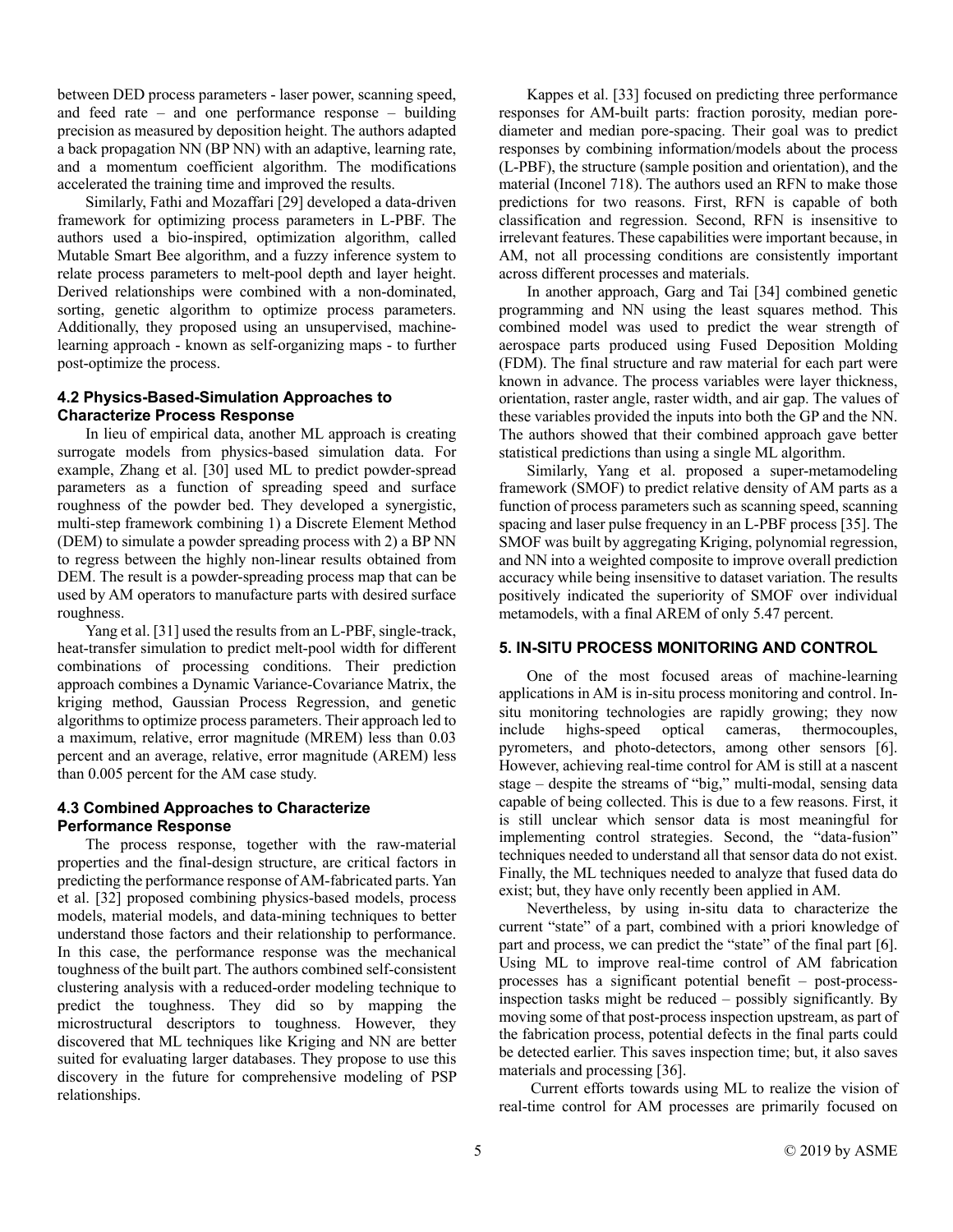between DED process parameters - laser power, scanning speed, and feed rate – and one performance response – building precision as measured by deposition height. The authors adapted a back propagation NN (BP NN) with an adaptive, learning rate, and a momentum coefficient algorithm. The modifications accelerated the training time and improved the results.

Similarly, Fathi and Mozaffari [29] developed a data-driven framework for optimizing process parameters in L-PBF. The authors used a bio-inspired, optimization algorithm, called Mutable Smart Bee algorithm, and a fuzzy inference system to relate process parameters to melt-pool depth and layer height. Derived relationships were combined with a non-dominated, sorting, genetic algorithm to optimize process parameters. Additionally, they proposed using an unsupervised, machine-learning approach - known as self-organizing maps - to further post-optimize the process.

### 4.2 Physics-Based-Simulation Approaches to Characterize Process Response

In lieu of empirical data, another ML approach is creating surrogate models from physics-based simulation data. For example, Zhang et al. [30] used ML to predict powder-spread parameters as a function of spreading speed and surface roughness of the powder bed. They developed a synergistic, multi-step framework combining 1) a Discrete Element Method (DEM) to simulate a powder spreading process with 2) a BP NN to regress between the highly non-linear results obtained from DEM. The result is a powder-spreading process map that can be used by AM operators to manufacture parts with desired surface roughness.

Yang et al. [31] used the results from an L-PBF, single-track, heat-transfer simulation to predict melt-pool width for different combinations of processing conditions. Their prediction approach combines a Dynamic Variance-Covariance Matrix, the kriging method, Gaussian Process Regression, and genetic algorithms to optimize process parameters. Their approach led to a maximum, relative, error magnitude (MREM) less than 0.03 percent and an average, relative, error magnitude (AREM) less than 0.005 percent for the AM case study.

### 4.3 Combined Approaches to Characterize Performance Response

The process response, together with the raw-material properties and the final-design structure, are critical factors in predicting the performance response of AM-fabricated parts. Yan et al. [32] proposed combining physics-based models, process models, material models, and data-mining techniques to better understand those factors and their relationship to performance. In this case, the performance response was the mechanical toughness of the built part. The authors combined self-consistent clustering analysis with a reduced-order modeling technique to predict the toughness. They did so by mapping the microstructural descriptors to toughness. However, they discovered that ML techniques like Kriging and NN are better suited for evaluating larger databases. They propose to use this discovery in the future for comprehensive modeling of PSP relationships.

Kappes et al. [33] focused on predicting three performance responses for AM-built parts: fraction porosity, median pore-diameter and median pore-spacing. Their goal was to predict responses by combining information/models about the process (L-PBF), the structure (sample position and orientation), and the material (Inconel 718). The authors used an RFN to make those predictions for two reasons. First, RFN is capable of both classification and regression. Second, RFN is insensitive to irrelevant features. These capabilities were important because, in AM, not all processing conditions are consistently important across different processes and materials.

In another approach, Garg and Tai [34] combined genetic programming and NN using the least squares method. This combined model was used to predict the wear strength of aerospace parts produced using Fused Deposition Molding (FDM). The final structure and raw material for each part were known in advance. The process variables were layer thickness, orientation, raster angle, raster width, and air gap. The values of these variables provided the inputs into both the GP and the NN. The authors showed that their combined approach gave better statistical predictions than using a single ML algorithm.

Similarly, Yang et al. proposed a super-metamodeling framework (SMOF) to predict relative density of AM parts as a function of process parameters such as scanning speed, scanning spacing and laser pulse frequency in an L-PBF process [35]. The SMOF was built by aggregating Kriging, polynomial regression, and NN into a weighted composite to improve overall prediction accuracy while being insensitive to dataset variation. The results positively indicated the superiority of SMOF over individual metamodels, with a final AREM of only 5.47 percent.

## 5. IN-SITU PROCESS MONITORING AND CONTROL

One of the most focused areas of machine-learning applications in AM is in-situ process monitoring and control. In-situ monitoring technologies are rapidly growing; they now include highs-speed optical cameras, thermocouples, pyrometers, and photo-detectors, among other sensors [6]. However, achieving real-time control for AM is still at a nascent stage – despite the streams of "big," multi-modal, sensing data capable of being collected. This is due to a few reasons. First, it is still unclear which sensor data is most meaningful for implementing control strategies. Second, the "data-fusion" techniques needed to understand all that sensor data do not exist. Finally, the ML techniques needed to analyze that fused data do exist; but, they have only recently been applied in AM.

Nevertheless, by using in-situ data to characterize the current "state" of a part, combined with a priori knowledge of part and process, we can predict the "state" of the final part [6]. Using ML to improve real-time control of AM fabrication processes has a significant potential benefit – post-process-inspection tasks might be reduced – possibly significantly. By moving some of that post-process inspection upstream, as part of the fabrication process, potential defects in the final parts could be detected earlier. This saves inspection time; but, it also saves materials and processing [36].

Current efforts towards using ML to realize the vision of real-time control for AM processes are primarily focused on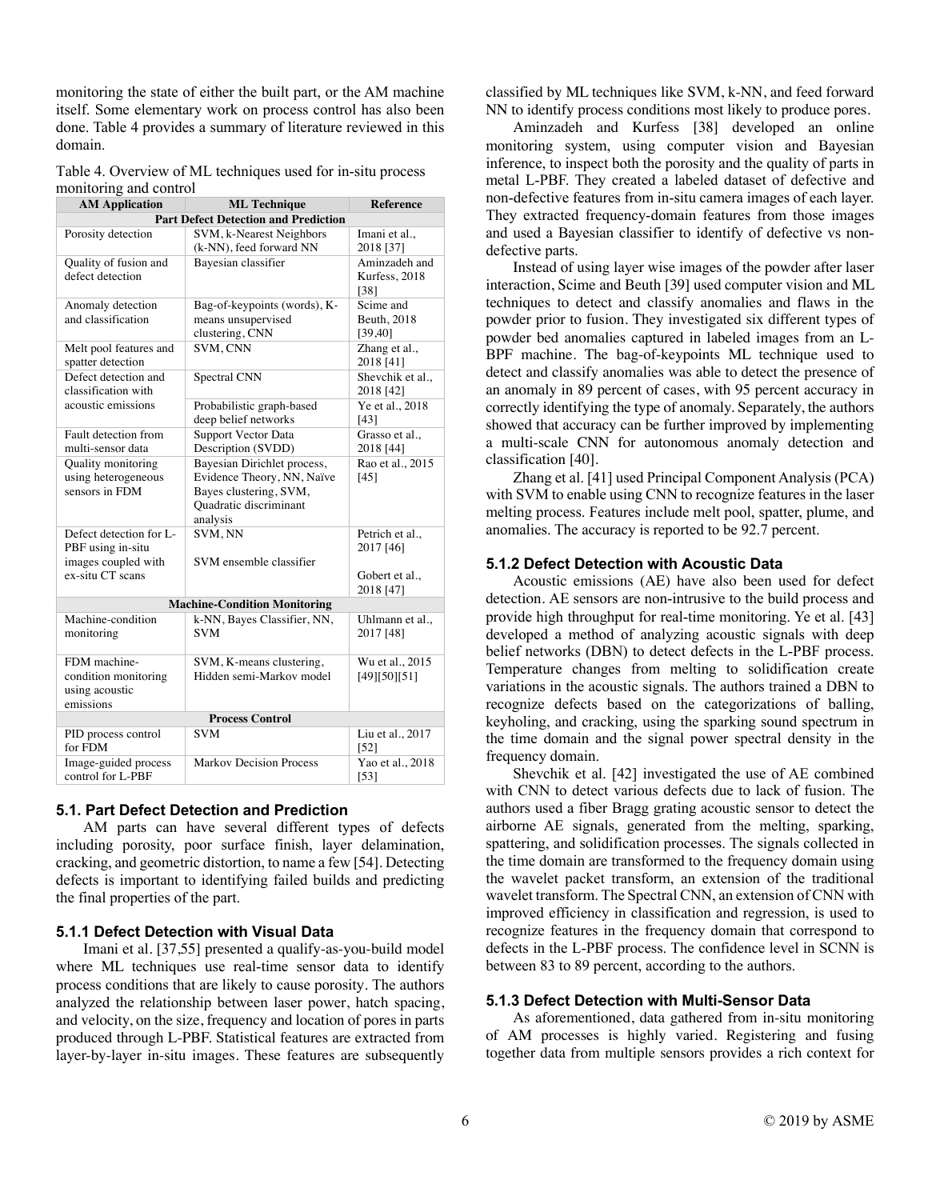monitoring the state of either the built part, or the AM machine itself. Some elementary work on process control has also been done. Table 4 provides a summary of literature reviewed in this domain.

Table 4. Overview of ML techniques used for in-situ process monitoring and control

| AM Application | ML Technique | Reference |
|---|---|---|
| **Part Defect Detection and Prediction** | | |
| Porosity detection | SVM, k-Nearest Neighbors (k-NN), feed forward NN | Imani et al., 2018 [37] |
| Quality of fusion and defect detection | Bayesian classifier | Aminzadeh and Kurfess, 2018 [38] |
| Anomaly detection and classification | Bag-of-keypoints (words), K-means unsupervised clustering, CNN | Scime and Beuth, 2018 [39,40] |
| Melt pool features and spatter detection | SVM, CNN | Zhang et al., 2018 [41] |
| Defect detection and classification with acoustic emissions | Spectral CNN | Shevchik et al., 2018 [42] |
| | Probabilistic graph-based deep belief networks | Ye et al., 2018 [43] |
| Fault detection from multi-sensor data | Support Vector Data Description (SVDD) | Grasso et al., 2018 [44] |
| Quality monitoring using heterogeneous sensors in FDM | Bayesian Dirichlet process, Evidence Theory, NN, Naïve Bayes clustering, SVM, Quadratic discriminant analysis | Rao et al., 2015 [45] |
| Defect detection for L-PBF using in-situ images coupled with ex-situ CT scans | SVM, NN | Petrich et al., 2017 [46] |
| | SVM ensemble classifier | Gobert et al., 2018 [47] |
| **Machine-Condition Monitoring** | | |
| Machine-condition monitoring | k-NN, Bayes Classifier, NN, SVM | Uhlmann et al., 2017 [48] |
| FDM machine-condition monitoring using acoustic emissions | SVM, K-means clustering, Hidden semi-Markov model | Wu et al., 2015 [49][50][51] |
| **Process Control** | | |
| PID process control for FDM | SVM | Liu et al., 2017 [52] |
| Image-guided process control for L-PBF | Markov Decision Process | Yao et al., 2018 [53] |

### 5.1. Part Defect Detection and Prediction

AM parts can have several different types of defects including porosity, poor surface finish, layer delamination, cracking, and geometric distortion, to name a few [54]. Detecting defects is important to identifying failed builds and predicting the final properties of the part.

#### 5.1.1 Defect Detection with Visual Data

Imani et al. [37,55] presented a qualify-as-you-build model where ML techniques use real-time sensor data to identify process conditions that are likely to cause porosity. The authors analyzed the relationship between laser power, hatch spacing, and velocity, on the size, frequency and location of pores in parts produced through L-PBF. Statistical features are extracted from layer-by-layer in-situ images. These features are subsequently classified by ML techniques like SVM, k-NN, and feed forward NN to identify process conditions most likely to produce pores.

Aminzadeh and Kurfess [38] developed an online monitoring system, using computer vision and Bayesian inference, to inspect both the porosity and the quality of parts in metal L-PBF. They created a labeled dataset of defective and non-defective features from in-situ camera images of each layer. They extracted frequency-domain features from those images and used a Bayesian classifier to identify of defective vs non-defective parts.

Instead of using layer wise images of the powder after laser interaction, Scime and Beuth [39] used computer vision and ML techniques to detect and classify anomalies and flaws in the powder prior to fusion. They investigated six different types of powder bed anomalies captured in labeled images from an L-BPF machine. The bag-of-keypoints ML technique used to detect and classify anomalies was able to detect the presence of an anomaly in 89 percent of cases, with 95 percent accuracy in correctly identifying the type of anomaly. Separately, the authors showed that accuracy can be further improved by implementing a multi-scale CNN for autonomous anomaly detection and classification [40].

Zhang et al. [41] used Principal Component Analysis (PCA) with SVM to enable using CNN to recognize features in the laser melting process. Features include melt pool, spatter, plume, and anomalies. The accuracy is reported to be 92.7 percent.

#### 5.1.2 Defect Detection with Acoustic Data

Acoustic emissions (AE) have also been used for defect detection. AE sensors are non-intrusive to the build process and provide high throughput for real-time monitoring. Ye et al. [43] developed a method of analyzing acoustic signals with deep belief networks (DBN) to detect defects in the L-PBF process. Temperature changes from melting to solidification create variations in the acoustic signals. The authors trained a DBN to recognize defects based on the categorizations of balling, keyholing, and cracking, using the sparking sound spectrum in the time domain and the signal power spectral density in the frequency domain.

Shevchik et al. [42] investigated the use of AE combined with CNN to detect various defects due to lack of fusion. The authors used a fiber Bragg grating acoustic sensor to detect the airborne AE signals, generated from the melting, sparking, spattering, and solidification processes. The signals collected in the time domain are transformed to the frequency domain using the wavelet packet transform, an extension of the traditional wavelet transform. The Spectral CNN, an extension of CNN with improved efficiency in classification and regression, is used to recognize features in the frequency domain that correspond to defects in the L-PBF process. The confidence level in SCNN is between 83 to 89 percent, according to the authors.

#### 5.1.3 Defect Detection with Multi-Sensor Data

As aforementioned, data gathered from in-situ monitoring of AM processes is highly varied. Registering and fusing together data from multiple sensors provides a rich context for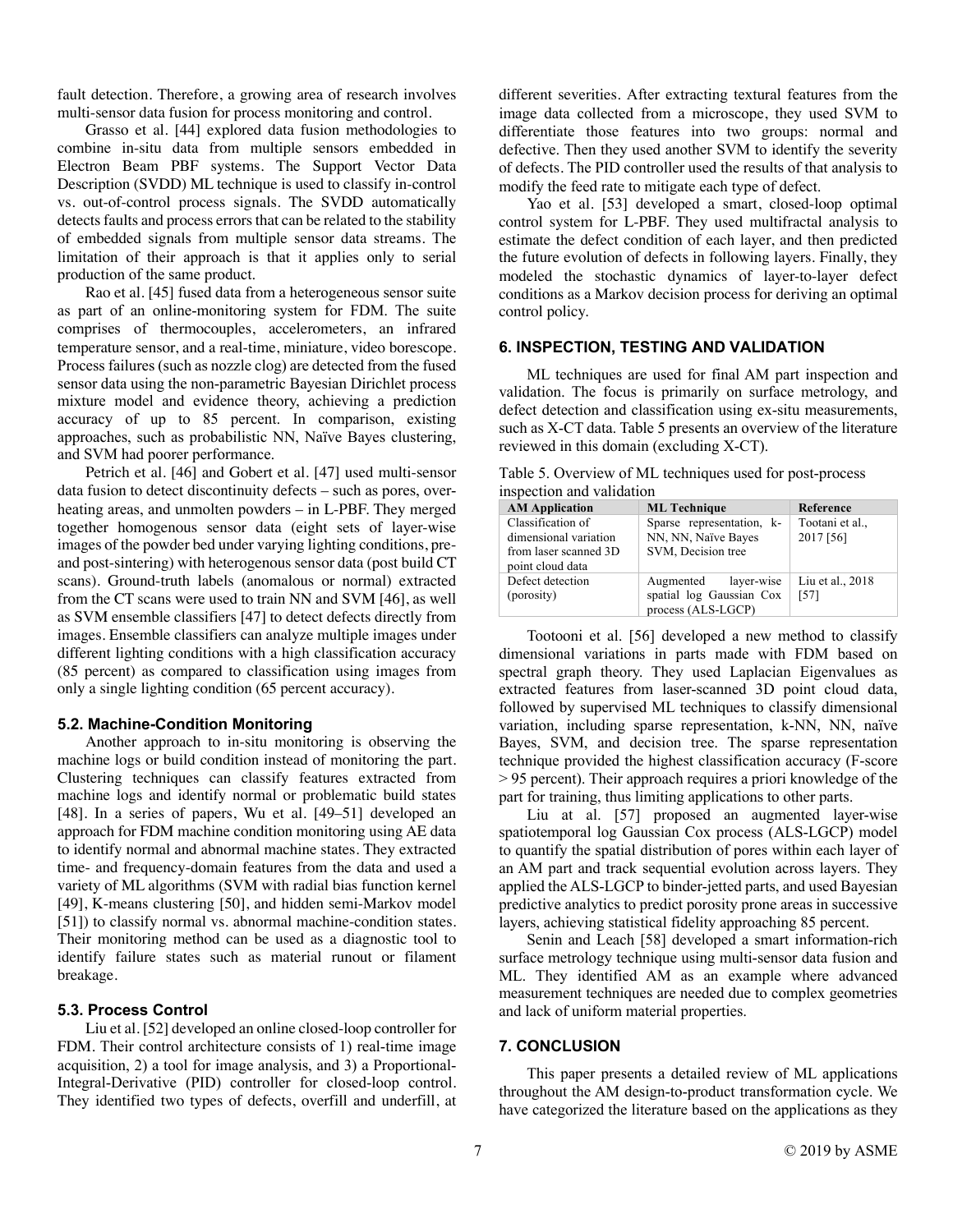fault detection. Therefore, a growing area of research involves multi-sensor data fusion for process monitoring and control.

Grasso et al. [44] explored data fusion methodologies to combine in-situ data from multiple sensors embedded in Electron Beam PBF systems. The Support Vector Data Description (SVDD) ML technique is used to classify in-control vs. out-of-control process signals. The SVDD automatically detects faults and process errors that can be related to the stability of embedded signals from multiple sensor data streams. The limitation of their approach is that it applies only to serial production of the same product.

Rao et al. [45] fused data from a heterogeneous sensor suite as part of an online-monitoring system for FDM. The suite comprises of thermocouples, accelerometers, an infrared temperature sensor, and a real-time, miniature, video borescope. Process failures (such as nozzle clog) are detected from the fused sensor data using the non-parametric Bayesian Dirichlet process mixture model and evidence theory, achieving a prediction accuracy of up to 85 percent. In comparison, existing approaches, such as probabilistic NN, Naïve Bayes clustering, and SVM had poorer performance.

Petrich et al. [46] and Gobert et al. [47] used multi-sensor data fusion to detect discontinuity defects – such as pores, overheating areas, and unmolten powders – in L-PBF. They merged together homogenous sensor data (eight sets of layer-wise images of the powder bed under varying lighting conditions, pre- and post-sintering) with heterogenous sensor data (post build CT scans). Ground-truth labels (anomalous or normal) extracted from the CT scans were used to train NN and SVM [46], as well as SVM ensemble classifiers [47] to detect defects directly from images. Ensemble classifiers can analyze multiple images under different lighting conditions with a high classification accuracy (85 percent) as compared to classification using images from only a single lighting condition (65 percent accuracy).

### 5.2. Machine-Condition Monitoring

Another approach to in-situ monitoring is observing the machine logs or build condition instead of monitoring the part. Clustering techniques can classify features extracted from machine logs and identify normal or problematic build states [48]. In a series of papers, Wu et al. [49–51] developed an approach for FDM machine condition monitoring using AE data to identify normal and abnormal machine states. They extracted time- and frequency-domain features from the data and used a variety of ML algorithms (SVM with radial bias function kernel [49], K-means clustering [50], and hidden semi-Markov model [51]) to classify normal vs. abnormal machine-condition states. Their monitoring method can be used as a diagnostic tool to identify failure states such as material runout or filament breakage.

### 5.3. Process Control

Liu et al. [52] developed an online closed-loop controller for FDM. Their control architecture consists of 1) real-time image acquisition, 2) a tool for image analysis, and 3) a Proportional-Integral-Derivative (PID) controller for closed-loop control. They identified two types of defects, overfill and underfill, at different severities. After extracting textural features from the image data collected from a microscope, they used SVM to differentiate those features into two groups: normal and defective. Then they used another SVM to identify the severity of defects. The PID controller used the results of that analysis to modify the feed rate to mitigate each type of defect.

Yao et al. [53] developed a smart, closed-loop optimal control system for L-PBF. They used multifractal analysis to estimate the defect condition of each layer, and then predicted the future evolution of defects in following layers. Finally, they modeled the stochastic dynamics of layer-to-layer defect conditions as a Markov decision process for deriving an optimal control policy.

## 6. INSPECTION, TESTING AND VALIDATION

ML techniques are used for final AM part inspection and validation. The focus is primarily on surface metrology, and defect detection and classification using ex-situ measurements, such as X-CT data. Table 5 presents an overview of the literature reviewed in this domain (excluding X-CT).

Table 5. Overview of ML techniques used for post-process inspection and validation

| AM Application | ML Technique | Reference |
|---|---|---|
| Classification of dimensional variation from laser scanned 3D point cloud data | Sparse representation, k-NN, NN, Naïve Bayes SVM, Decision tree | Tootani et al., 2017 [56] |
| Defect detection (porosity) | Augmented layer-wise spatial log Gaussian Cox process (ALS-LGCP) | Liu et al., 2018 [57] |

Tootooni et al. [56] developed a new method to classify dimensional variations in parts made with FDM based on spectral graph theory. They used Laplacian Eigenvalues as extracted features from laser-scanned 3D point cloud data, followed by supervised ML techniques to classify dimensional variation, including sparse representation, k-NN, NN, naïve Bayes, SVM, and decision tree. The sparse representation technique provided the highest classification accuracy (F-score > 95 percent). Their approach requires a priori knowledge of the part for training, thus limiting applications to other parts.

Liu at al. [57] proposed an augmented layer-wise spatiotemporal log Gaussian Cox process (ALS-LGCP) model to quantify the spatial distribution of pores within each layer of an AM part and track sequential evolution across layers. They applied the ALS-LGCP to binder-jetted parts, and used Bayesian predictive analytics to predict porosity prone areas in successive layers, achieving statistical fidelity approaching 85 percent.

Senin and Leach [58] developed a smart information-rich surface metrology technique using multi-sensor data fusion and ML. They identified AM as an example where advanced measurement techniques are needed due to complex geometries and lack of uniform material properties.

## 7. CONCLUSION

This paper presents a detailed review of ML applications throughout the AM design-to-product transformation cycle. We have categorized the literature based on the applications as they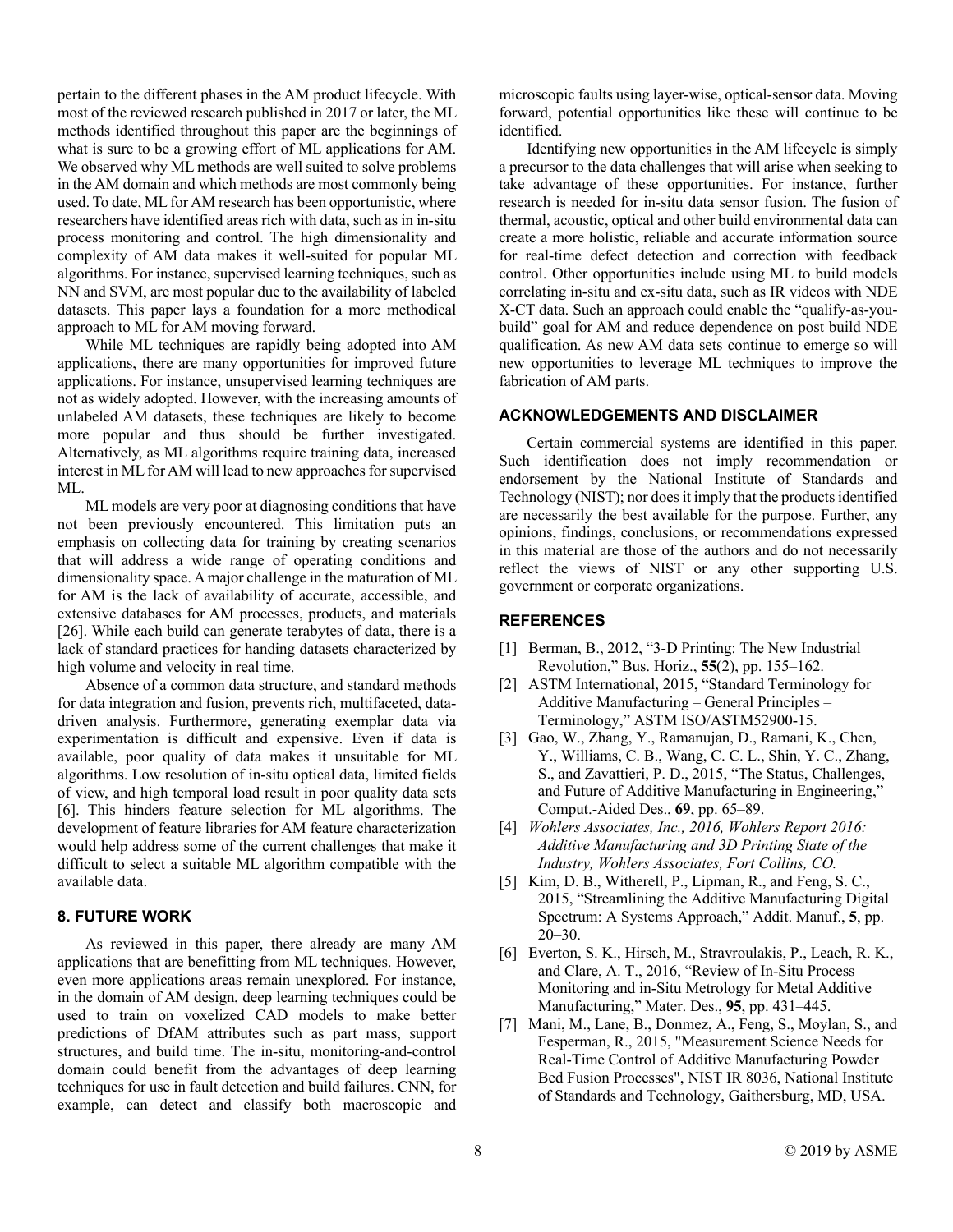pertain to the different phases in the AM product lifecycle. With most of the reviewed research published in 2017 or later, the ML methods identified throughout this paper are the beginnings of what is sure to be a growing effort of ML applications for AM. We observed why ML methods are well suited to solve problems in the AM domain and which methods are most commonly being used. To date, ML for AM research has been opportunistic, where researchers have identified areas rich with data, such as in in-situ process monitoring and control. The high dimensionality and complexity of AM data makes it well-suited for popular ML algorithms. For instance, supervised learning techniques, such as NN and SVM, are most popular due to the availability of labeled datasets. This paper lays a foundation for a more methodical approach to ML for AM moving forward.

While ML techniques are rapidly being adopted into AM applications, there are many opportunities for improved future applications. For instance, unsupervised learning techniques are not as widely adopted. However, with the increasing amounts of unlabeled AM datasets, these techniques are likely to become more popular and thus should be further investigated. Alternatively, as ML algorithms require training data, increased interest in ML for AM will lead to new approaches for supervised ML.

ML models are very poor at diagnosing conditions that have not been previously encountered. This limitation puts an emphasis on collecting data for training by creating scenarios that will address a wide range of operating conditions and dimensionality space. A major challenge in the maturation of ML for AM is the lack of availability of accurate, accessible, and extensive databases for AM processes, products, and materials [26]. While each build can generate terabytes of data, there is a lack of standard practices for handing datasets characterized by high volume and velocity in real time.

Absence of a common data structure, and standard methods for data integration and fusion, prevents rich, multifaceted, data-driven analysis. Furthermore, generating exemplar data via experimentation is difficult and expensive. Even if data is available, poor quality of data makes it unsuitable for ML algorithms. Low resolution of in-situ optical data, limited fields of view, and high temporal load result in poor quality data sets [6]. This hinders feature selection for ML algorithms. The development of feature libraries for AM feature characterization would help address some of the current challenges that make it difficult to select a suitable ML algorithm compatible with the available data.

## 8. FUTURE WORK

As reviewed in this paper, there already are many AM applications that are benefitting from ML techniques. However, even more applications areas remain unexplored. For instance, in the domain of AM design, deep learning techniques could be used to train on voxelized CAD models to make better predictions of DfAM attributes such as part mass, support structures, and build time. The in-situ, monitoring-and-control domain could benefit from the advantages of deep learning techniques for use in fault detection and build failures. CNN, for example, can detect and classify both macroscopic and microscopic faults using layer-wise, optical-sensor data. Moving forward, potential opportunities like these will continue to be identified.

Identifying new opportunities in the AM lifecycle is simply a precursor to the data challenges that will arise when seeking to take advantage of these opportunities. For instance, further research is needed for in-situ data sensor fusion. The fusion of thermal, acoustic, optical and other build environmental data can create a more holistic, reliable and accurate information source for real-time defect detection and correction with feedback control. Other opportunities include using ML to build models correlating in-situ and ex-situ data, such as IR videos with NDE X-CT data. Such an approach could enable the "qualify-as-you-build" goal for AM and reduce dependence on post build NDE qualification. As new AM data sets continue to emerge so will new opportunities to leverage ML techniques to improve the fabrication of AM parts.

## ACKNOWLEDGEMENTS AND DISCLAIMER

Certain commercial systems are identified in this paper. Such identification does not imply recommendation or endorsement by the National Institute of Standards and Technology (NIST); nor does it imply that the products identified are necessarily the best available for the purpose. Further, any opinions, findings, conclusions, or recommendations expressed in this material are those of the authors and do not necessarily reflect the views of NIST or any other supporting U.S. government or corporate organizations.

## REFERENCES

[1] Berman, B., 2012, "3-D Printing: The New Industrial Revolution," Bus. Horiz., **55**(2), pp. 155–162.

[2] ASTM International, 2015, "Standard Terminology for Additive Manufacturing – General Principles – Terminology," ASTM ISO/ASTM52900-15.

[3] Gao, W., Zhang, Y., Ramanujan, D., Ramani, K., Chen, Y., Williams, C. B., Wang, C. C. L., Shin, Y. C., Zhang, S., and Zavattieri, P. D., 2015, "The Status, Challenges, and Future of Additive Manufacturing in Engineering," Comput.-Aided Des., **69**, pp. 65–89.

[4] *Wohlers Associates, Inc., 2016, Wohlers Report 2016: Additive Manufacturing and 3D Printing State of the Industry, Wohlers Associates, Fort Collins, CO.*

[5] Kim, D. B., Witherell, P., Lipman, R., and Feng, S. C., 2015, "Streamlining the Additive Manufacturing Digital Spectrum: A Systems Approach," Addit. Manuf., **5**, pp. 20–30.

[6] Everton, S. K., Hirsch, M., Stravroulakis, P., Leach, R. K., and Clare, A. T., 2016, "Review of In-Situ Process Monitoring and in-Situ Metrology for Metal Additive Manufacturing," Mater. Des., **95**, pp. 431–445.

[7] Mani, M., Lane, B., Donmez, A., Feng, S., Moylan, S., and Fesperman, R., 2015, "Measurement Science Needs for Real-Time Control of Additive Manufacturing Powder Bed Fusion Processes", NIST IR 8036, National Institute of Standards and Technology, Gaithersburg, MD, USA.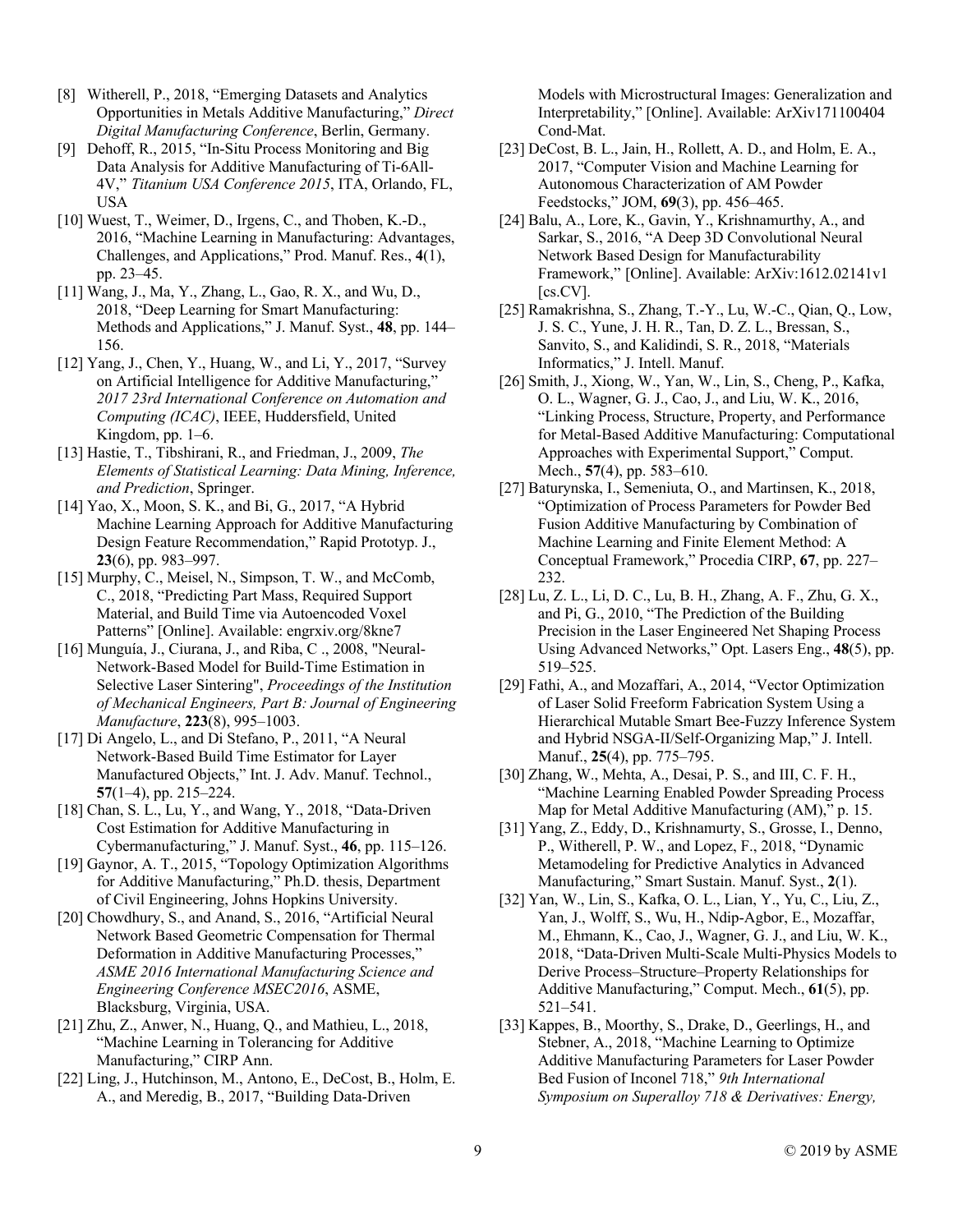[8] Witherell, P., 2018, "Emerging Datasets and Analytics Opportunities in Metals Additive Manufacturing," *Direct Digital Manufacturing Conference*, Berlin, Germany.

[9] Dehoff, R., 2015, "In-Situ Process Monitoring and Big Data Analysis for Additive Manufacturing of Ti-6All-4V," *Titanium USA Conference 2015*, ITA, Orlando, FL, USA

[10] Wuest, T., Weimer, D., Irgens, C., and Thoben, K.-D., 2016, "Machine Learning in Manufacturing: Advantages, Challenges, and Applications," Prod. Manuf. Res., **4**(1), pp. 23–45.

[11] Wang, J., Ma, Y., Zhang, L., Gao, R. X., and Wu, D., 2018, "Deep Learning for Smart Manufacturing: Methods and Applications," J. Manuf. Syst., **48**, pp. 144–156.

[12] Yang, J., Chen, Y., Huang, W., and Li, Y., 2017, "Survey on Artificial Intelligence for Additive Manufacturing," *2017 23rd International Conference on Automation and Computing (ICAC)*, IEEE, Huddersfield, United Kingdom, pp. 1–6.

[13] Hastie, T., Tibshirani, R., and Friedman, J., 2009, *The Elements of Statistical Learning: Data Mining, Inference, and Prediction*, Springer.

[14] Yao, X., Moon, S. K., and Bi, G., 2017, "A Hybrid Machine Learning Approach for Additive Manufacturing Design Feature Recommendation," Rapid Prototyp. J., **23**(6), pp. 983–997.

[15] Murphy, C., Meisel, N., Simpson, T. W., and McComb, C., 2018, "Predicting Part Mass, Required Support Material, and Build Time via Autoencoded Voxel Patterns" [Online]. Available: engrxiv.org/8kne7

[16] Munguía, J., Ciurana, J., and Riba, C ., 2008, "Neural-Network-Based Model for Build-Time Estimation in Selective Laser Sintering", *Proceedings of the Institution of Mechanical Engineers, Part B: Journal of Engineering Manufacture*, **223**(8), 995–1003.

[17] Di Angelo, L., and Di Stefano, P., 2011, "A Neural Network-Based Build Time Estimator for Layer Manufactured Objects," Int. J. Adv. Manuf. Technol., **57**(1–4), pp. 215–224.

[18] Chan, S. L., Lu, Y., and Wang, Y., 2018, "Data-Driven Cost Estimation for Additive Manufacturing in Cybermanufacturing," J. Manuf. Syst., **46**, pp. 115–126.

[19] Gaynor, A. T., 2015, "Topology Optimization Algorithms for Additive Manufacturing," Ph.D. thesis, Department of Civil Engineering, Johns Hopkins University.

[20] Chowdhury, S., and Anand, S., 2016, "Artificial Neural Network Based Geometric Compensation for Thermal Deformation in Additive Manufacturing Processes," *ASME 2016 International Manufacturing Science and Engineering Conference MSEC2016*, ASME, Blacksburg, Virginia, USA.

[21] Zhu, Z., Anwer, N., Huang, Q., and Mathieu, L., 2018, "Machine Learning in Tolerancing for Additive Manufacturing," CIRP Ann.

[22] Ling, J., Hutchinson, M., Antono, E., DeCost, B., Holm, E. A., and Meredig, B., 2017, "Building Data-Driven Models with Microstructural Images: Generalization and Interpretability," [Online]. Available: ArXiv171100404 Cond-Mat.

[23] DeCost, B. L., Jain, H., Rollett, A. D., and Holm, E. A., 2017, "Computer Vision and Machine Learning for Autonomous Characterization of AM Powder Feedstocks," JOM, **69**(3), pp. 456–465.

[24] Balu, A., Lore, K., Gavin, Y., Krishnamurthy, A., and Sarkar, S., 2016, "A Deep 3D Convolutional Neural Network Based Design for Manufacturability Framework," [Online]. Available: ArXiv:1612.02141v1 [cs.CV].

[25] Ramakrishna, S., Zhang, T.-Y., Lu, W.-C., Qian, Q., Low, J. S. C., Yune, J. H. R., Tan, D. Z. L., Bressan, S., Sanvito, S., and Kalidindi, S. R., 2018, "Materials Informatics," J. Intell. Manuf.

[26] Smith, J., Xiong, W., Yan, W., Lin, S., Cheng, P., Kafka, O. L., Wagner, G. J., Cao, J., and Liu, W. K., 2016, "Linking Process, Structure, Property, and Performance for Metal-Based Additive Manufacturing: Computational Approaches with Experimental Support," Comput. Mech., **57**(4), pp. 583–610.

[27] Baturynska, I., Semeniuta, O., and Martinsen, K., 2018, "Optimization of Process Parameters for Powder Bed Fusion Additive Manufacturing by Combination of Machine Learning and Finite Element Method: A Conceptual Framework," Procedia CIRP, **67**, pp. 227–232.

[28] Lu, Z. L., Li, D. C., Lu, B. H., Zhang, A. F., Zhu, G. X., and Pi, G., 2010, "The Prediction of the Building Precision in the Laser Engineered Net Shaping Process Using Advanced Networks," Opt. Lasers Eng., **48**(5), pp. 519–525.

[29] Fathi, A., and Mozaffari, A., 2014, "Vector Optimization of Laser Solid Freeform Fabrication System Using a Hierarchical Mutable Smart Bee-Fuzzy Inference System and Hybrid NSGA-II/Self-Organizing Map," J. Intell. Manuf., **25**(4), pp. 775–795.

[30] Zhang, W., Mehta, A., Desai, P. S., and III, C. F. H., "Machine Learning Enabled Powder Spreading Process Map for Metal Additive Manufacturing (AM)," p. 15.

[31] Yang, Z., Eddy, D., Krishnamurty, S., Grosse, I., Denno, P., Witherell, P. W., and Lopez, F., 2018, "Dynamic Metamodeling for Predictive Analytics in Advanced Manufacturing," Smart Sustain. Manuf. Syst., **2**(1).

[32] Yan, W., Lin, S., Kafka, O. L., Lian, Y., Yu, C., Liu, Z., Yan, J., Wolff, S., Wu, H., Ndip-Agbor, E., Mozaffar, M., Ehmann, K., Cao, J., Wagner, G. J., and Liu, W. K., 2018, "Data-Driven Multi-Scale Multi-Physics Models to Derive Process–Structure–Property Relationships for Additive Manufacturing," Comput. Mech., **61**(5), pp. 521–541.

[33] Kappes, B., Moorthy, S., Drake, D., Geerlings, H., and Stebner, A., 2018, "Machine Learning to Optimize Additive Manufacturing Parameters for Laser Powder Bed Fusion of Inconel 718," *9th International Symposium on Superalloy 718 & Derivatives: Energy,*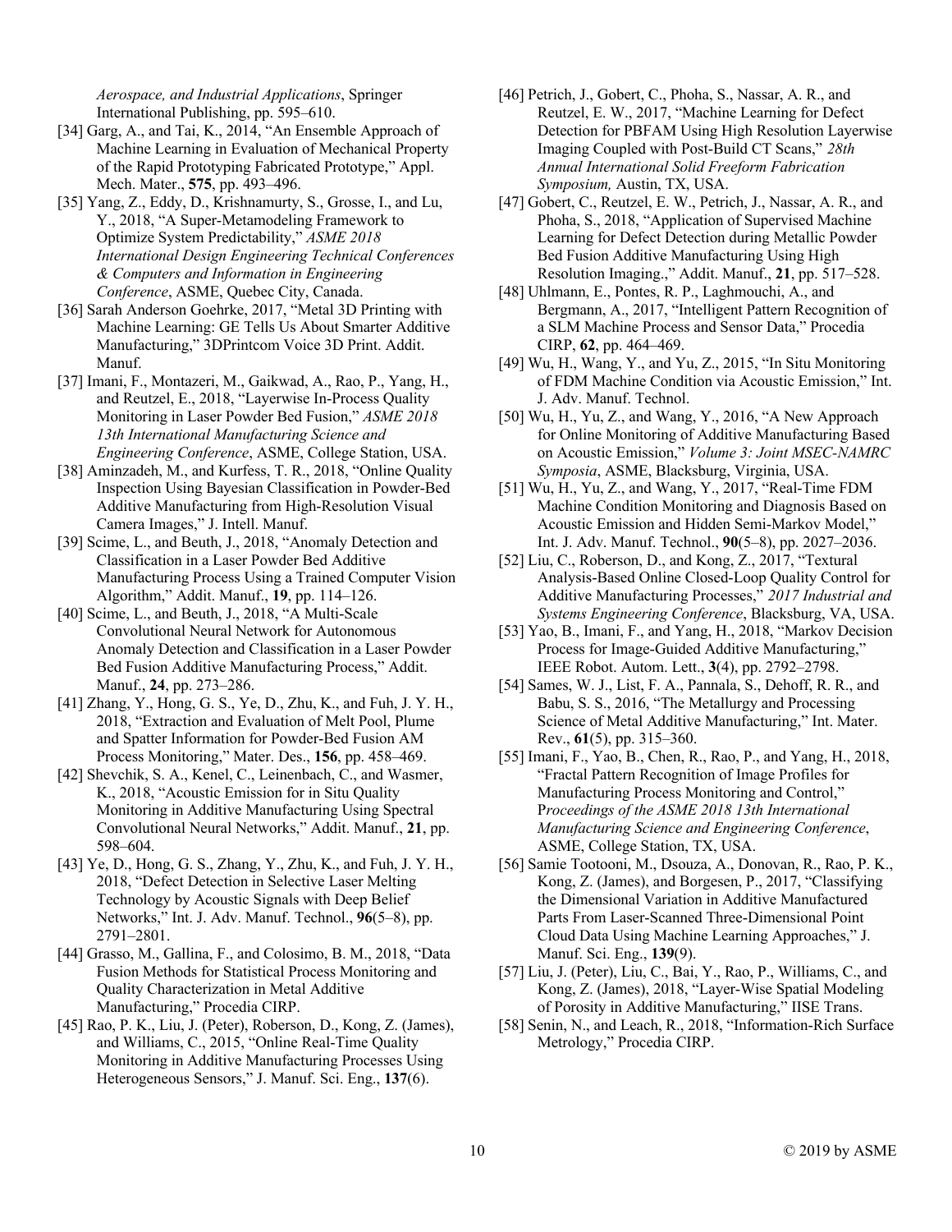*Aerospace, and Industrial Applications*, Springer International Publishing, pp. 595–610.

[34] Garg, A., and Tai, K., 2014, "An Ensemble Approach of Machine Learning in Evaluation of Mechanical Property of the Rapid Prototyping Fabricated Prototype," Appl. Mech. Mater., **575**, pp. 493–496.

[35] Yang, Z., Eddy, D., Krishnamurty, S., Grosse, I., and Lu, Y., 2018, "A Super-Metamodeling Framework to Optimize System Predictability," *ASME 2018 International Design Engineering Technical Conferences & Computers and Information in Engineering Conference*, ASME, Quebec City, Canada.

[36] Sarah Anderson Goehrke, 2017, "Metal 3D Printing with Machine Learning: GE Tells Us About Smarter Additive Manufacturing," 3DPrintcom Voice 3D Print. Addit. Manuf.

[37] Imani, F., Montazeri, M., Gaikwad, A., Rao, P., Yang, H., and Reutzel, E., 2018, "Layerwise In-Process Quality Monitoring in Laser Powder Bed Fusion," *ASME 2018 13th International Manufacturing Science and Engineering Conference*, ASME, College Station, USA.

[38] Aminzadeh, M., and Kurfess, T. R., 2018, "Online Quality Inspection Using Bayesian Classification in Powder-Bed Additive Manufacturing from High-Resolution Visual Camera Images," J. Intell. Manuf.

[39] Scime, L., and Beuth, J., 2018, "Anomaly Detection and Classification in a Laser Powder Bed Additive Manufacturing Process Using a Trained Computer Vision Algorithm," Addit. Manuf., **19**, pp. 114–126.

[40] Scime, L., and Beuth, J., 2018, "A Multi-Scale Convolutional Neural Network for Autonomous Anomaly Detection and Classification in a Laser Powder Bed Fusion Additive Manufacturing Process," Addit. Manuf., **24**, pp. 273–286.

[41] Zhang, Y., Hong, G. S., Ye, D., Zhu, K., and Fuh, J. Y. H., 2018, "Extraction and Evaluation of Melt Pool, Plume and Spatter Information for Powder-Bed Fusion AM Process Monitoring," Mater. Des., **156**, pp. 458–469.

[42] Shevchik, S. A., Kenel, C., Leinenbach, C., and Wasmer, K., 2018, "Acoustic Emission for in Situ Quality Monitoring in Additive Manufacturing Using Spectral Convolutional Neural Networks," Addit. Manuf., **21**, pp. 598–604.

[43] Ye, D., Hong, G. S., Zhang, Y., Zhu, K., and Fuh, J. Y. H., 2018, "Defect Detection in Selective Laser Melting Technology by Acoustic Signals with Deep Belief Networks," Int. J. Adv. Manuf. Technol., **96**(5–8), pp. 2791–2801.

[44] Grasso, M., Gallina, F., and Colosimo, B. M., 2018, "Data Fusion Methods for Statistical Process Monitoring and Quality Characterization in Metal Additive Manufacturing," Procedia CIRP.

[45] Rao, P. K., Liu, J. (Peter), Roberson, D., Kong, Z. (James), and Williams, C., 2015, "Online Real-Time Quality Monitoring in Additive Manufacturing Processes Using Heterogeneous Sensors," J. Manuf. Sci. Eng., **137**(6).

[46] Petrich, J., Gobert, C., Phoha, S., Nassar, A. R., and Reutzel, E. W., 2017, "Machine Learning for Defect Detection for PBFAM Using High Resolution Layerwise Imaging Coupled with Post-Build CT Scans," *28th Annual International Solid Freeform Fabrication Symposium,* Austin, TX, USA.

[47] Gobert, C., Reutzel, E. W., Petrich, J., Nassar, A. R., and Phoha, S., 2018, "Application of Supervised Machine Learning for Defect Detection during Metallic Powder Bed Fusion Additive Manufacturing Using High Resolution Imaging.," Addit. Manuf., **21**, pp. 517–528.

[48] Uhlmann, E., Pontes, R. P., Laghmouchi, A., and Bergmann, A., 2017, "Intelligent Pattern Recognition of a SLM Machine Process and Sensor Data," Procedia CIRP, **62**, pp. 464–469.

[49] Wu, H., Wang, Y., and Yu, Z., 2015, "In Situ Monitoring of FDM Machine Condition via Acoustic Emission," Int. J. Adv. Manuf. Technol.

[50] Wu, H., Yu, Z., and Wang, Y., 2016, "A New Approach for Online Monitoring of Additive Manufacturing Based on Acoustic Emission," *Volume 3: Joint MSEC-NAMRC Symposia*, ASME, Blacksburg, Virginia, USA.

[51] Wu, H., Yu, Z., and Wang, Y., 2017, "Real-Time FDM Machine Condition Monitoring and Diagnosis Based on Acoustic Emission and Hidden Semi-Markov Model," Int. J. Adv. Manuf. Technol., **90**(5–8), pp. 2027–2036.

[52] Liu, C., Roberson, D., and Kong, Z., 2017, "Textural Analysis-Based Online Closed-Loop Quality Control for Additive Manufacturing Processes," *2017 Industrial and Systems Engineering Conference*, Blacksburg, VA, USA.

[53] Yao, B., Imani, F., and Yang, H., 2018, "Markov Decision Process for Image-Guided Additive Manufacturing," IEEE Robot. Autom. Lett., **3**(4), pp. 2792–2798.

[54] Sames, W. J., List, F. A., Pannala, S., Dehoff, R. R., and Babu, S. S., 2016, "The Metallurgy and Processing Science of Metal Additive Manufacturing," Int. Mater. Rev., **61**(5), pp. 315–360.

[55] Imani, F., Yao, B., Chen, R., Rao, P., and Yang, H., 2018, "Fractal Pattern Recognition of Image Profiles for Manufacturing Process Monitoring and Control," P*roceedings of the ASME 2018 13th International Manufacturing Science and Engineering Conference*, ASME, College Station, TX, USA.

[56] Samie Tootooni, M., Dsouza, A., Donovan, R., Rao, P. K., Kong, Z. (James), and Borgesen, P., 2017, "Classifying the Dimensional Variation in Additive Manufactured Parts From Laser-Scanned Three-Dimensional Point Cloud Data Using Machine Learning Approaches," J. Manuf. Sci. Eng., **139**(9).

[57] Liu, J. (Peter), Liu, C., Bai, Y., Rao, P., Williams, C., and Kong, Z. (James), 2018, "Layer-Wise Spatial Modeling of Porosity in Additive Manufacturing," IISE Trans.

[58] Senin, N., and Leach, R., 2018, "Information-Rich Surface Metrology," Procedia CIRP.